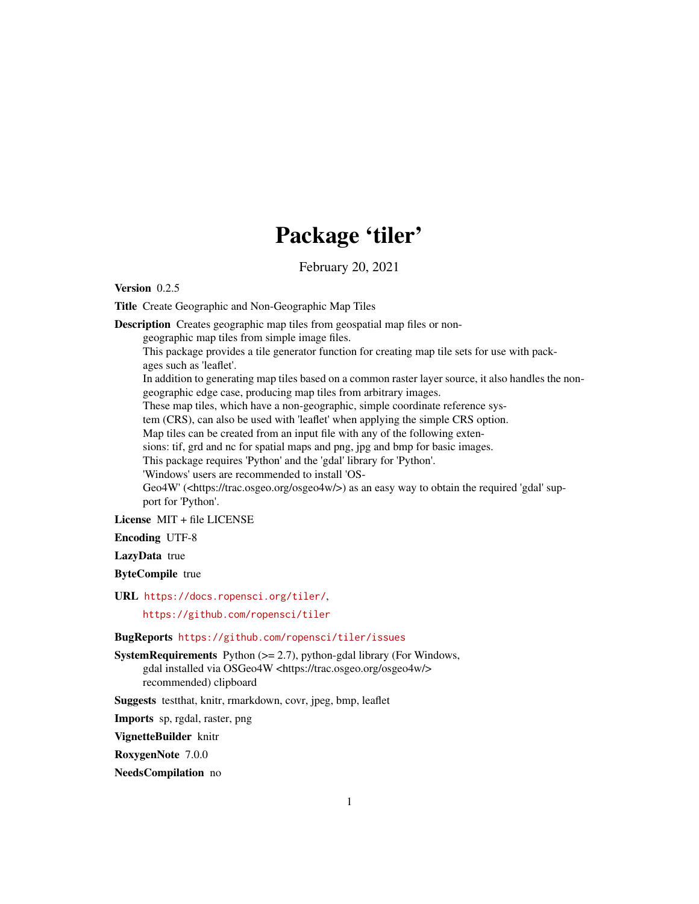# Package 'tiler'

February 20, 2021

**Version** 0.2.5

**Title** Create Geographic and Non-Geographic Map Tiles

**Description** Creates geographic map tiles from geospatial map files or non-geographic map tiles from simple image files.
This package provides a tile generator function for creating map tile sets for use with packages such as 'leaflet'.
In addition to generating map tiles based on a common raster layer source, it also handles the non-geographic edge case, producing map tiles from arbitrary images.
These map tiles, which have a non-geographic, simple coordinate reference system (CRS), can also be used with 'leaflet' when applying the simple CRS option.
Map tiles can be created from an input file with any of the following extensions: tif, grd and nc for spatial maps and png, jpg and bmp for basic images.
This package requires 'Python' and the 'gdal' library for 'Python'.
'Windows' users are recommended to install 'OSGeo4W' (<https://trac.osgeo.org/osgeo4w/>) as an easy way to obtain the required 'gdal' support for 'Python'.

**License** MIT + file LICENSE

**Encoding** UTF-8

**LazyData** true

**ByteCompile** true

**URL** https://docs.ropensci.org/tiler/,
https://github.com/ropensci/tiler

**BugReports** https://github.com/ropensci/tiler/issues

**SystemRequirements** Python (>= 2.7), python-gdal library (For Windows, gdal installed via OSGeo4W <https://trac.osgeo.org/osgeo4w/> recommended) clipboard

**Suggests** testthat, knitr, rmarkdown, covr, jpeg, bmp, leaflet

**Imports** sp, rgdal, raster, png

**VignetteBuilder** knitr

**RoxygenNote** 7.0.0

**NeedsCompilation** no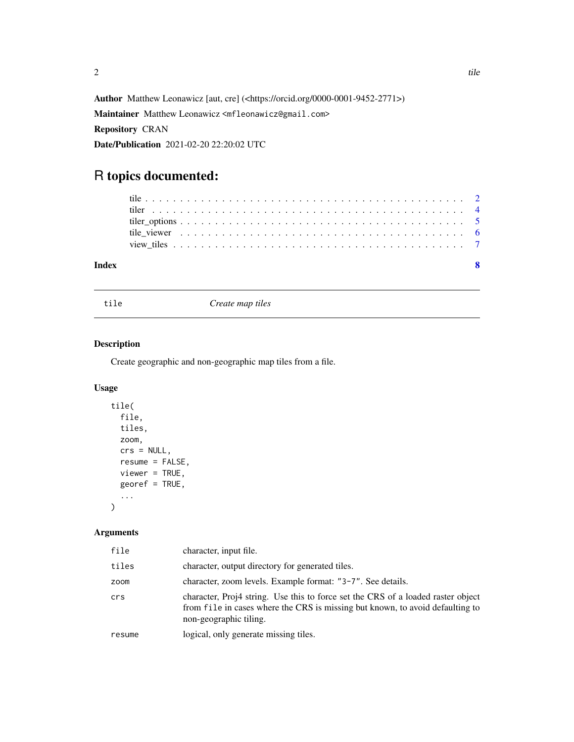**Author** Matthew Leonawicz [aut, cre] (<https://orcid.org/0000-0001-9452-2771>)

**Maintainer** Matthew Leonawicz <mfleonawicz@gmail.com>

**Repository** CRAN

**Date/Publication** 2021-02-20 22:20:02 UTC

# R topics documented:

- tile . . . . . . . . . . . . . . . . . . . . . . . . . . . . . . . . . . . . . . . . . . 2
- tiler . . . . . . . . . . . . . . . . . . . . . . . . . . . . . . . . . . . . . . . . . 4
- tiler_options . . . . . . . . . . . . . . . . . . . . . . . . . . . . . . . . . . . . . 5
- tile_viewer . . . . . . . . . . . . . . . . . . . . . . . . . . . . . . . . . . . . . 6
- view_tiles . . . . . . . . . . . . . . . . . . . . . . . . . . . . . . . . . . . . . . 7

**Index** 8

---

`tile` *Create map tiles*

---

### Description

Create geographic and non-geographic map tiles from a file.

### Usage

```
tile(
  file,
  tiles,
  zoom,
  crs = NULL,
  resume = FALSE,
  viewer = TRUE,
  georef = TRUE,
  ...
)
```

### Arguments

| | |
|---|---|
| `file` | character, input file. |
| `tiles` | character, output directory for generated tiles. |
| `zoom` | character, zoom levels. Example format: `"3-7"`. See details. |
| `crs` | character, Proj4 string. Use this to force set the CRS of a loaded raster object from `file` in cases where the CRS is missing but known, to avoid defaulting to non-geographic tiling. |
| `resume` | logical, only generate missing tiles. |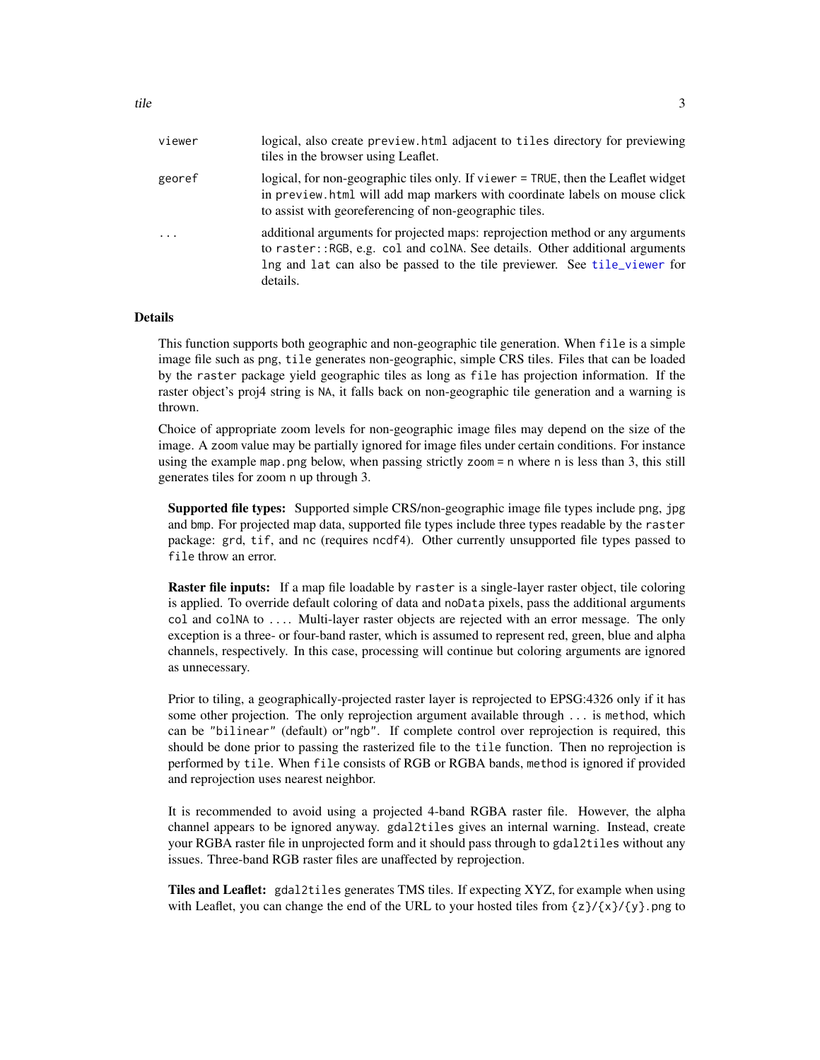| | |
|---|---|
| viewer | logical, also create `preview.html` adjacent to `tiles` directory for previewing tiles in the browser using Leaflet. |
| georef | logical, for non-geographic tiles only. If `viewer = TRUE`, then the Leaflet widget in `preview.html` will add map markers with coordinate labels on mouse click to assist with georeferencing of non-geographic tiles. |
| ... | additional arguments for projected maps: reprojection method or any arguments to `raster::RGB`, e.g. `col` and `colNA`. See details. Other additional arguments `lng` and `lat` can also be passed to the tile previewer. See `tile_viewer` for details. |

## Details

This function supports both geographic and non-geographic tile generation. When `file` is a simple image file such as `png`, `tile` generates non-geographic, simple CRS tiles. Files that can be loaded by the `raster` package yield geographic tiles as long as `file` has projection information. If the raster object's proj4 string is `NA`, it falls back on non-geographic tile generation and a warning is thrown.

Choice of appropriate zoom levels for non-geographic image files may depend on the size of the image. A `zoom` value may be partially ignored for image files under certain conditions. For instance using the example `map.png` below, when passing strictly `zoom = n` where `n` is less than 3, this still generates tiles for zoom `n` up through 3.

**Supported file types:** Supported simple CRS/non-geographic image file types include `png`, `jpg` and `bmp`. For projected map data, supported file types include three types readable by the `raster` package: `grd`, `tif`, and `nc` (requires `ncdf4`). Other currently unsupported file types passed to `file` throw an error.

**Raster file inputs:** If a map file loadable by `raster` is a single-layer raster object, tile coloring is applied. To override default coloring of data and `noData` pixels, pass the additional arguments `col` and `colNA` to `...`. Multi-layer raster objects are rejected with an error message. The only exception is a three- or four-band raster, which is assumed to represent red, green, blue and alpha channels, respectively. In this case, processing will continue but coloring arguments are ignored as unnecessary.

Prior to tiling, a geographically-projected raster layer is reprojected to EPSG:4326 only if it has some other projection. The only reprojection argument available through `...` is `method`, which can be `"bilinear"` (default) or`"ngb"`. If complete control over reprojection is required, this should be done prior to passing the rasterized file to the `tile` function. Then no reprojection is performed by `tile`. When `file` consists of RGB or RGBA bands, `method` is ignored if provided and reprojection uses nearest neighbor.

It is recommended to avoid using a projected 4-band RGBA raster file. However, the alpha channel appears to be ignored anyway. `gdal2tiles` gives an internal warning. Instead, create your RGBA raster file in unprojected form and it should pass through to `gdal2tiles` without any issues. Three-band RGB raster files are unaffected by reprojection.

**Tiles and Leaflet:** `gdal2tiles` generates TMS tiles. If expecting XYZ, for example when using with Leaflet, you can change the end of the URL to your hosted tiles from `{z}/{x}/{y}.png` to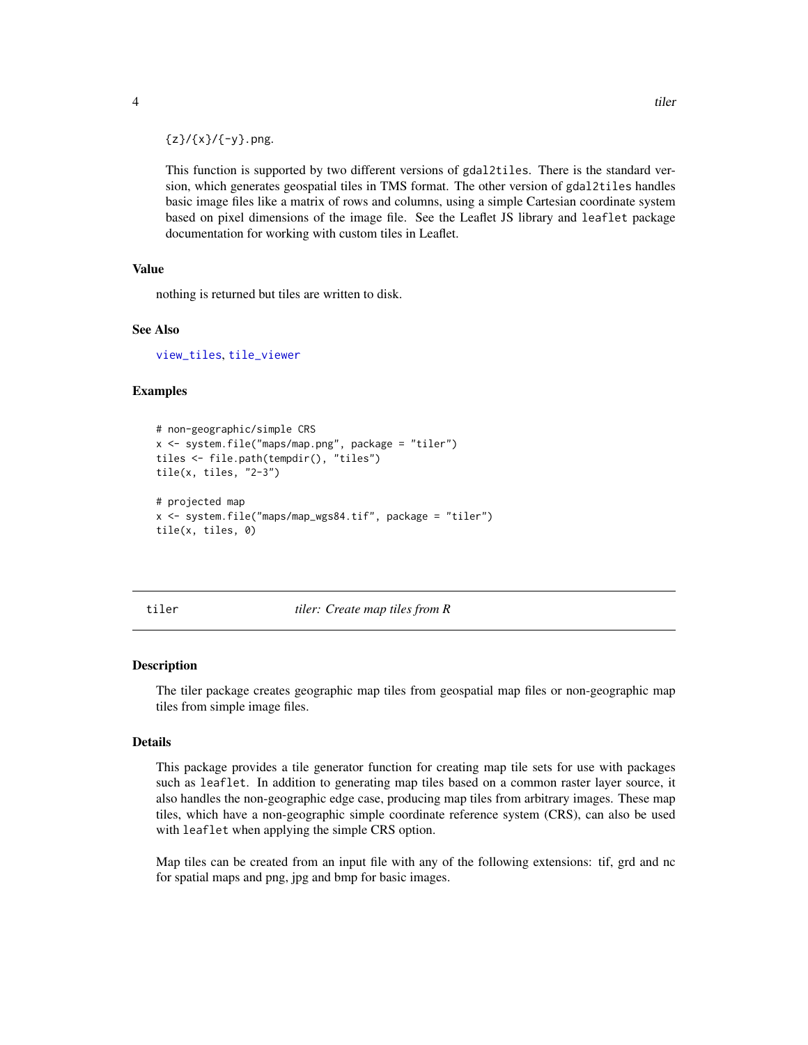{z}/{x}/{-y}.png.

This function is supported by two different versions of gdal2tiles. There is the standard version, which generates geospatial tiles in TMS format. The other version of gdal2tiles handles basic image files like a matrix of rows and columns, using a simple Cartesian coordinate system based on pixel dimensions of the image file. See the Leaflet JS library and leaflet package documentation for working with custom tiles in Leaflet.

### Value

nothing is returned but tiles are written to disk.

### See Also

view_tiles, tile_viewer

### Examples

```
# non-geographic/simple CRS
x <- system.file("maps/map.png", package = "tiler")
tiles <- file.path(tempdir(), "tiles")
tile(x, tiles, "2-3")

# projected map
x <- system.file("maps/map_wgs84.tif", package = "tiler")
tile(x, tiles, 0)
```

## tiler — *tiler: Create map tiles from R*

### Description

The tiler package creates geographic map tiles from geospatial map files or non-geographic map tiles from simple image files.

### Details

This package provides a tile generator function for creating map tile sets for use with packages such as leaflet. In addition to generating map tiles based on a common raster layer source, it also handles the non-geographic edge case, producing map tiles from arbitrary images. These map tiles, which have a non-geographic simple coordinate reference system (CRS), can also be used with leaflet when applying the simple CRS option.

Map tiles can be created from an input file with any of the following extensions: tif, grd and nc for spatial maps and png, jpg and bmp for basic images.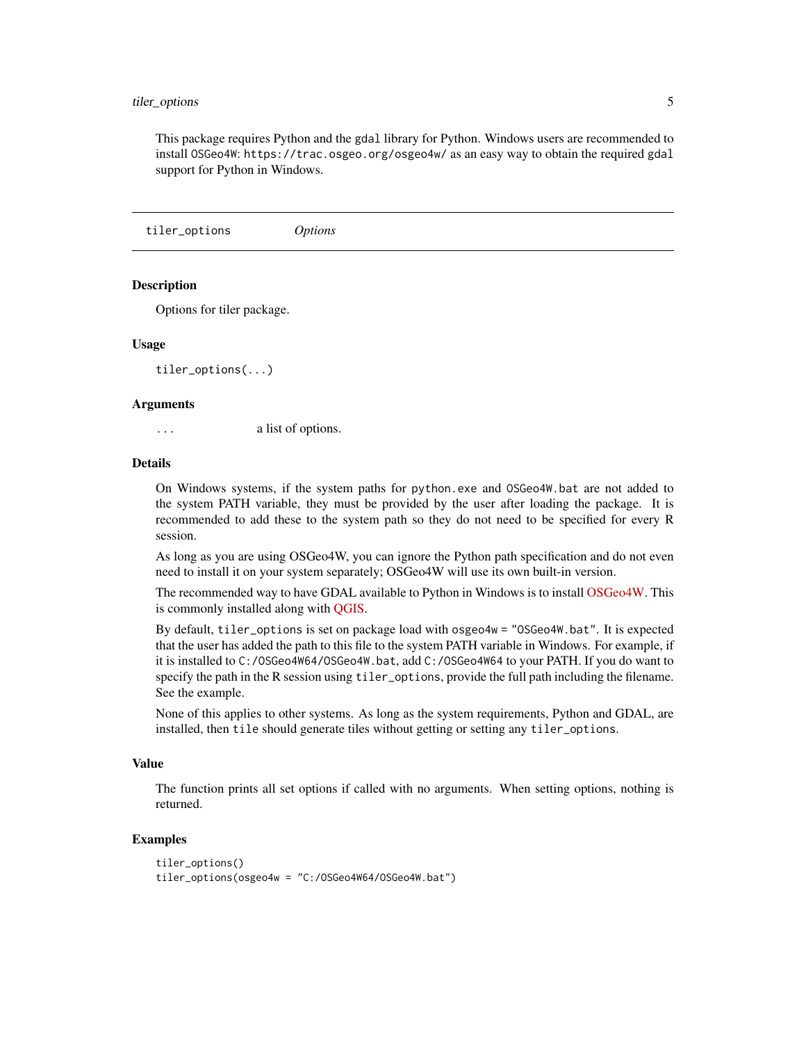This package requires Python and the gdal library for Python. Windows users are recommended to install OSGeo4W: https://trac.osgeo.org/osgeo4w/ as an easy way to obtain the required gdal support for Python in Windows.

---

`tiler_options` *Options*

---

### Description

Options for tiler package.

### Usage

```
tiler_options(...)
```

### Arguments

| | |
|---|---|
| ... | a list of options. |

### Details

On Windows systems, if the system paths for `python.exe` and `OSGeo4W.bat` are not added to the system PATH variable, they must be provided by the user after loading the package. It is recommended to add these to the system path so they do not need to be specified for every R session.

As long as you are using OSGeo4W, you can ignore the Python path specification and do not even need to install it on your system separately; OSGeo4W will use its own built-in version.

The recommended way to have GDAL available to Python in Windows is to install OSGeo4W. This is commonly installed along with QGIS.

By default, `tiler_options` is set on package load with `osgeo4w = "OSGeo4W.bat"`. It is expected that the user has added the path to this file to the system PATH variable in Windows. For example, if it is installed to `C:/OSGeo4W64/OSGeo4W.bat`, add `C:/OSGeo4W64` to your PATH. If you do want to specify the path in the R session using `tiler_options`, provide the full path including the filename. See the example.

None of this applies to other systems. As long as the system requirements, Python and GDAL, are installed, then `tile` should generate tiles without getting or setting any `tiler_options`.

### Value

The function prints all set options if called with no arguments. When setting options, nothing is returned.

### Examples

```
tiler_options()
tiler_options(osgeo4w = "C:/OSGeo4W64/OSGeo4W.bat")
```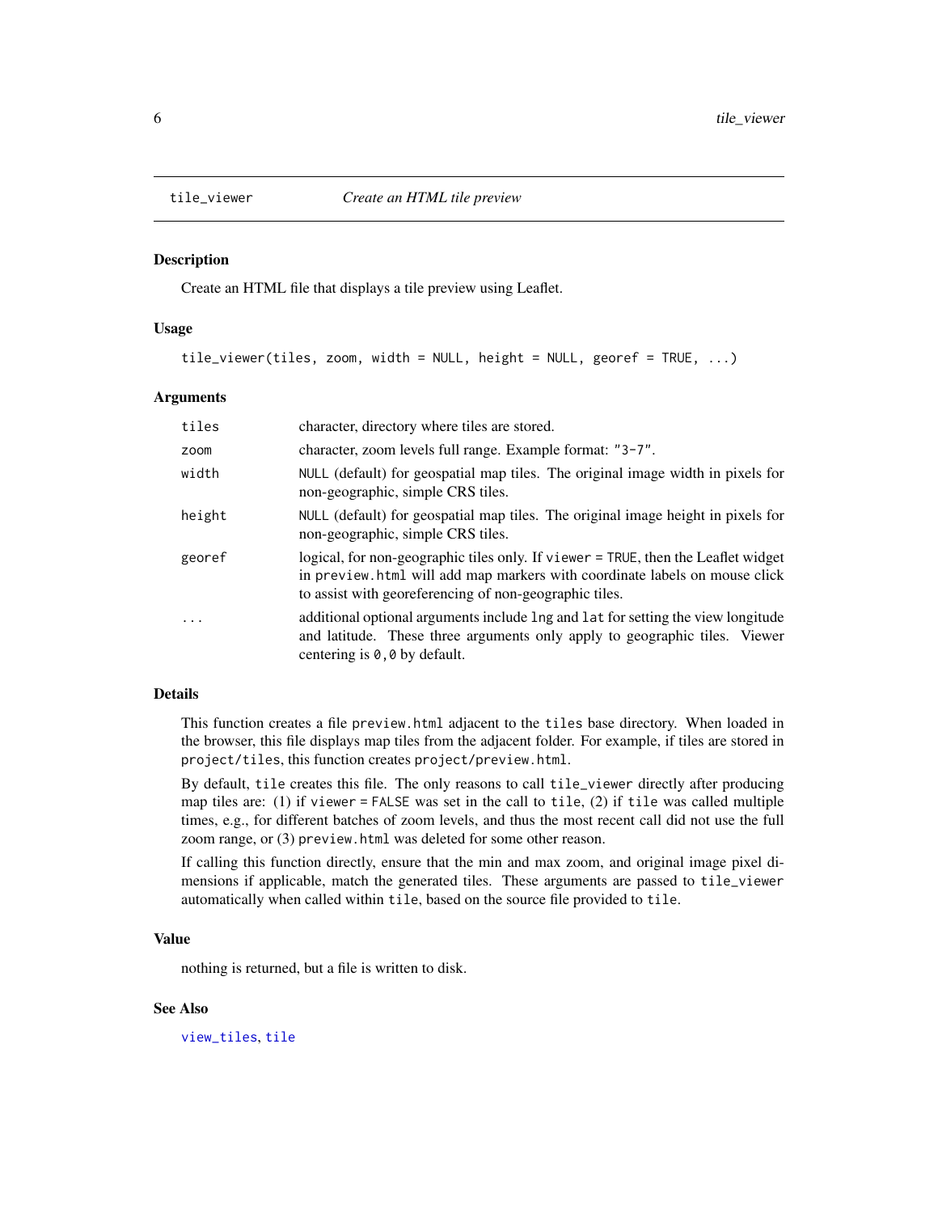# tile_viewer *Create an HTML tile preview*

## Description

Create an HTML file that displays a tile preview using Leaflet.

## Usage

```
tile_viewer(tiles, zoom, width = NULL, height = NULL, georef = TRUE, ...)
```

## Arguments

| | |
|---|---|
| `tiles` | character, directory where tiles are stored. |
| `zoom` | character, zoom levels full range. Example format: `"3-7"`. |
| `width` | `NULL` (default) for geospatial map tiles. The original image width in pixels for non-geographic, simple CRS tiles. |
| `height` | `NULL` (default) for geospatial map tiles. The original image height in pixels for non-geographic, simple CRS tiles. |
| `georef` | logical, for non-geographic tiles only. If `viewer = TRUE`, then the Leaflet widget in `preview.html` will add map markers with coordinate labels on mouse click to assist with georeferencing of non-geographic tiles. |
| `...` | additional optional arguments include `lng` and `lat` for setting the view longitude and latitude. These three arguments only apply to geographic tiles. Viewer centering is `0,0` by default. |

## Details

This function creates a file `preview.html` adjacent to the `tiles` base directory. When loaded in the browser, this file displays map tiles from the adjacent folder. For example, if tiles are stored in `project/tiles`, this function creates `project/preview.html`.

By default, `tile` creates this file. The only reasons to call `tile_viewer` directly after producing map tiles are: (1) if `viewer = FALSE` was set in the call to `tile`, (2) if `tile` was called multiple times, e.g., for different batches of zoom levels, and thus the most recent call did not use the full zoom range, or (3) `preview.html` was deleted for some other reason.

If calling this function directly, ensure that the min and max zoom, and original image pixel dimensions if applicable, match the generated tiles. These arguments are passed to `tile_viewer` automatically when called within `tile`, based on the source file provided to `tile`.

## Value

nothing is returned, but a file is written to disk.

## See Also

`view_tiles`, `tile`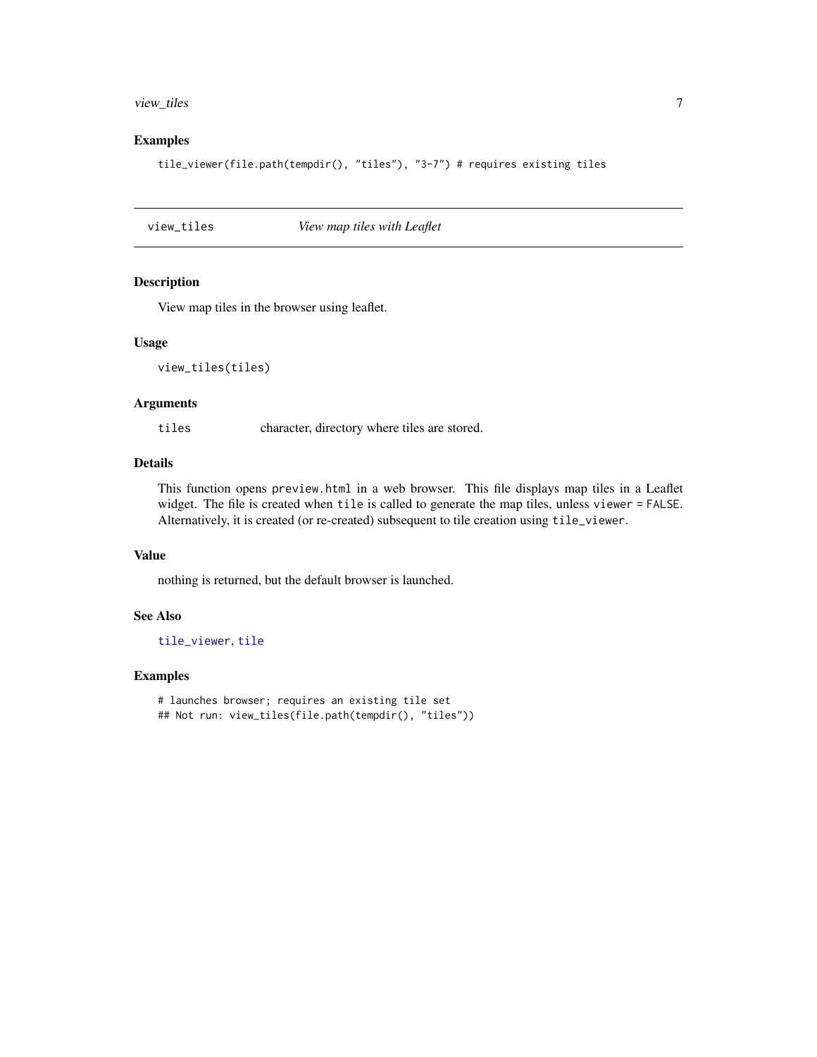### Examples

```
tile_viewer(file.path(tempdir(), "tiles"), "3-7") # requires existing tiles
```

---

## view_tiles — *View map tiles with Leaflet*

---

### Description

View map tiles in the browser using leaflet.

### Usage

```
view_tiles(tiles)
```

### Arguments

| | |
|---|---|
| `tiles` | character, directory where tiles are stored. |

### Details

This function opens `preview.html` in a web browser. This file displays map tiles in a Leaflet widget. The file is created when `tile` is called to generate the map tiles, unless `viewer = FALSE`. Alternatively, it is created (or re-created) subsequent to tile creation using `tile_viewer`.

### Value

nothing is returned, but the default browser is launched.

### See Also

`tile_viewer`, `tile`

### Examples

```
# launches browser; requires an existing tile set
## Not run: view_tiles(file.path(tempdir(), "tiles"))
```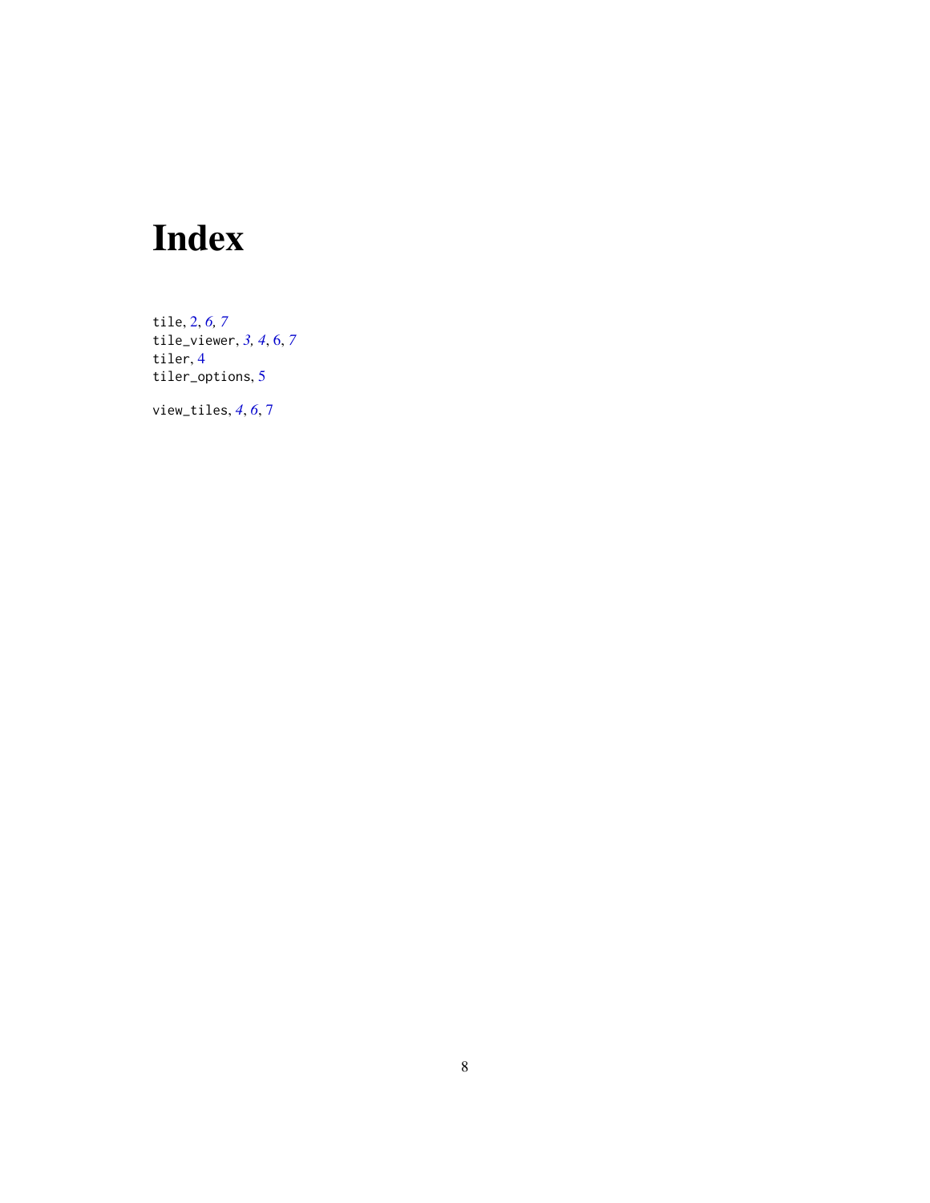# Index

tile, 2, *6*, *7*
tile_viewer, *3*, *4*, 6, *7*
tiler, 4
tiler_options, 5

view_tiles, *4*, *6*, 7